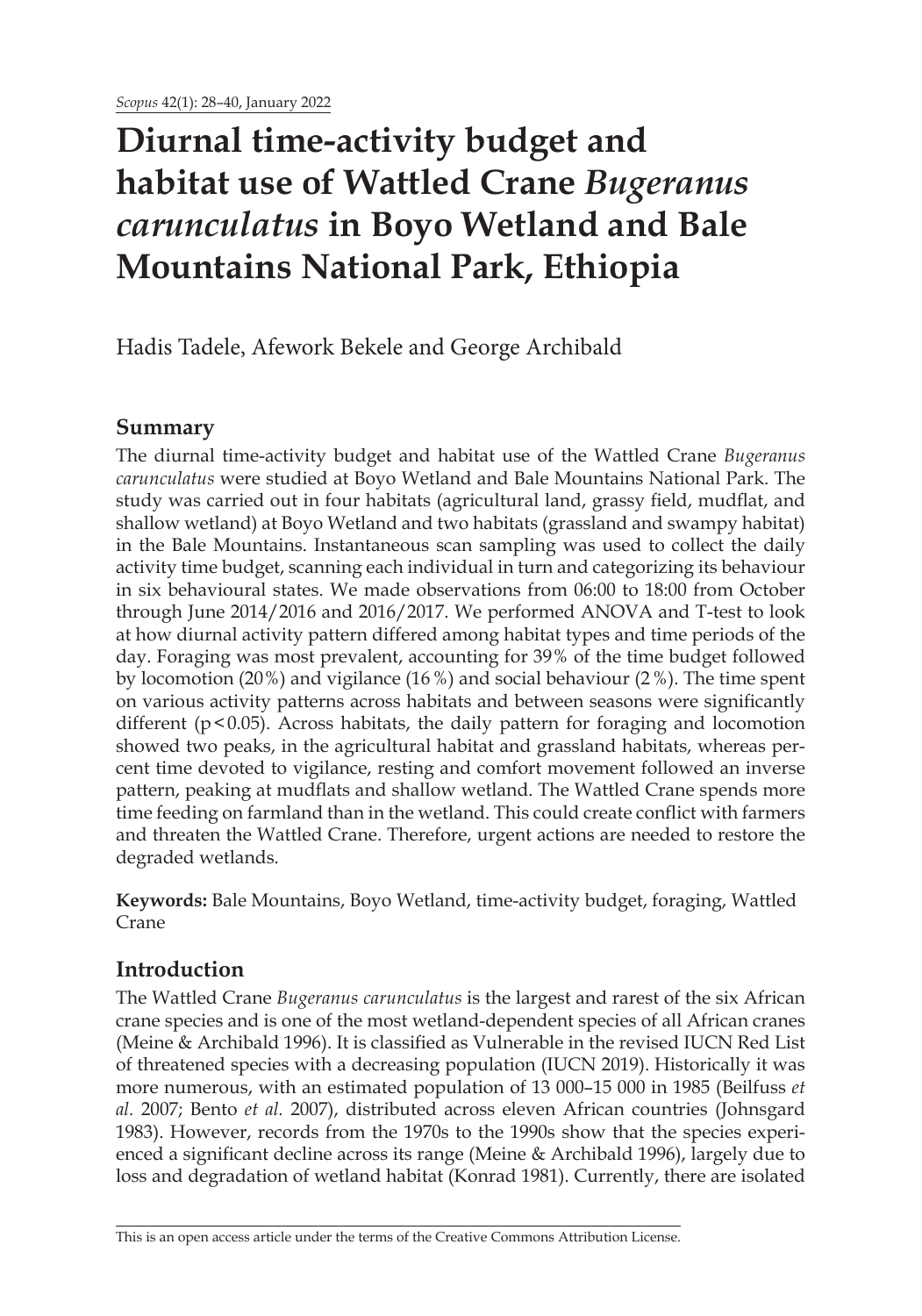# Diurnal time-activity budget and habitat use of Wattled Crane *Bugeranus carunculatus* in Boyo Wetland and Bale Mountains National Park, Ethiopia

Hadis Tadele, Afework Bekele and George Archibald

## Summary

The diurnal time-activity budget and habitat use of the Wattled Crane *Bugeranus carunculatus* were studied at Boyo Wetland and Bale Mountains National Park. The study was carried out in four habitats (agricultural land, grassy field, mudflat, and shallow wetland) at Boyo Wetland and two habitats (grassland and swampy habitat) in the Bale Mountains. Instantaneous scan sampling was used to collect the daily activity time budget, scanning each individual in turn and categorizing its behaviour in six behavioural states. We made observations from 06:00 to 18:00 from October through June 2014/2016 and 2016/2017. We performed ANOVA and T-test to look at how diurnal activity pattern differed among habitat types and time periods of the day. Foraging was most prevalent, accounting for 39% of the time budget followed by locomotion (20%) and vigilance (16%) and social behaviour (2%). The time spent on various activity patterns across habitats and between seasons were significantly different ($p < 0.05$). Across habitats, the daily pattern for foraging and locomotion showed two peaks, in the agricultural habitat and grassland habitats, whereas percent time devoted to vigilance, resting and comfort movement followed an inverse pattern, peaking at mudflats and shallow wetland. The Wattled Crane spends more time feeding on farmland than in the wetland. This could create conflict with farmers and threaten the Wattled Crane. Therefore, urgent actions are needed to restore the degraded wetlands.

**Keywords:** Bale Mountains, Boyo Wetland, time-activity budget, foraging, Wattled Crane

## Introduction

The Wattled Crane *Bugeranus carunculatus* is the largest and rarest of the six African crane species and is one of the most wetland-dependent species of all African cranes (Meine & Archibald 1996). It is classified as Vulnerable in the revised IUCN Red List of threatened species with a decreasing population (IUCN 2019). Historically it was more numerous, with an estimated population of 13 000–15 000 in 1985 (Beilfuss *et al.* 2007; Bento *et al.* 2007), distributed across eleven African countries (Johnsgard 1983). However, records from the 1970s to the 1990s show that the species experienced a significant decline across its range (Meine & Archibald 1996), largely due to loss and degradation of wetland habitat (Konrad 1981). Currently, there are isolated

This is an open access article under the terms of the Creative Commons Attribution License.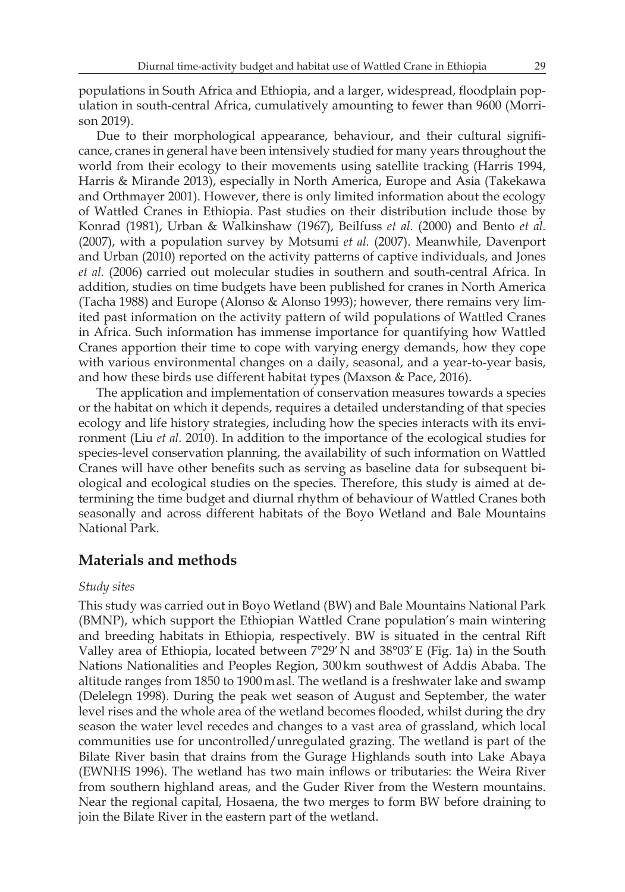populations in South Africa and Ethiopia, and a larger, widespread, floodplain population in south-central Africa, cumulatively amounting to fewer than 9600 (Morrison 2019).

Due to their morphological appearance, behaviour, and their cultural significance, cranes in general have been intensively studied for many years throughout the world from their ecology to their movements using satellite tracking (Harris 1994, Harris & Mirande 2013), especially in North America, Europe and Asia (Takekawa and Orthmayer 2001). However, there is only limited information about the ecology of Wattled Cranes in Ethiopia. Past studies on their distribution include those by Konrad (1981), Urban & Walkinshaw (1967), Beilfuss *et al.* (2000) and Bento *et al.* (2007), with a population survey by Motsumi *et al.* (2007). Meanwhile, Davenport and Urban (2010) reported on the activity patterns of captive individuals, and Jones *et al.* (2006) carried out molecular studies in southern and south-central Africa. In addition, studies on time budgets have been published for cranes in North America (Tacha 1988) and Europe (Alonso & Alonso 1993); however, there remains very limited past information on the activity pattern of wild populations of Wattled Cranes in Africa. Such information has immense importance for quantifying how Wattled Cranes apportion their time to cope with varying energy demands, how they cope with various environmental changes on a daily, seasonal, and a year-to-year basis, and how these birds use different habitat types (Maxson & Pace, 2016).

The application and implementation of conservation measures towards a species or the habitat on which it depends, requires a detailed understanding of that species ecology and life history strategies, including how the species interacts with its environment (Liu *et al.* 2010). In addition to the importance of the ecological studies for species-level conservation planning, the availability of such information on Wattled Cranes will have other benefits such as serving as baseline data for subsequent biological and ecological studies on the species. Therefore, this study is aimed at determining the time budget and diurnal rhythm of behaviour of Wattled Cranes both seasonally and across different habitats of the Boyo Wetland and Bale Mountains National Park.

## Materials and methods

### *Study sites*

This study was carried out in Boyo Wetland (BW) and Bale Mountains National Park (BMNP), which support the Ethiopian Wattled Crane population's main wintering and breeding habitats in Ethiopia, respectively. BW is situated in the central Rift Valley area of Ethiopia, located between 7°29′ N and 38°03′ E (Fig. 1a) in the South Nations Nationalities and Peoples Region, 300 km southwest of Addis Ababa. The altitude ranges from 1850 to 1900 m asl. The wetland is a freshwater lake and swamp (Delelegn 1998). During the peak wet season of August and September, the water level rises and the whole area of the wetland becomes flooded, whilst during the dry season the water level recedes and changes to a vast area of grassland, which local communities use for uncontrolled/unregulated grazing. The wetland is part of the Bilate River basin that drains from the Gurage Highlands south into Lake Abaya (EWNHS 1996). The wetland has two main inflows or tributaries: the Weira River from southern highland areas, and the Guder River from the Western mountains. Near the regional capital, Hosaena, the two merges to form BW before draining to join the Bilate River in the eastern part of the wetland.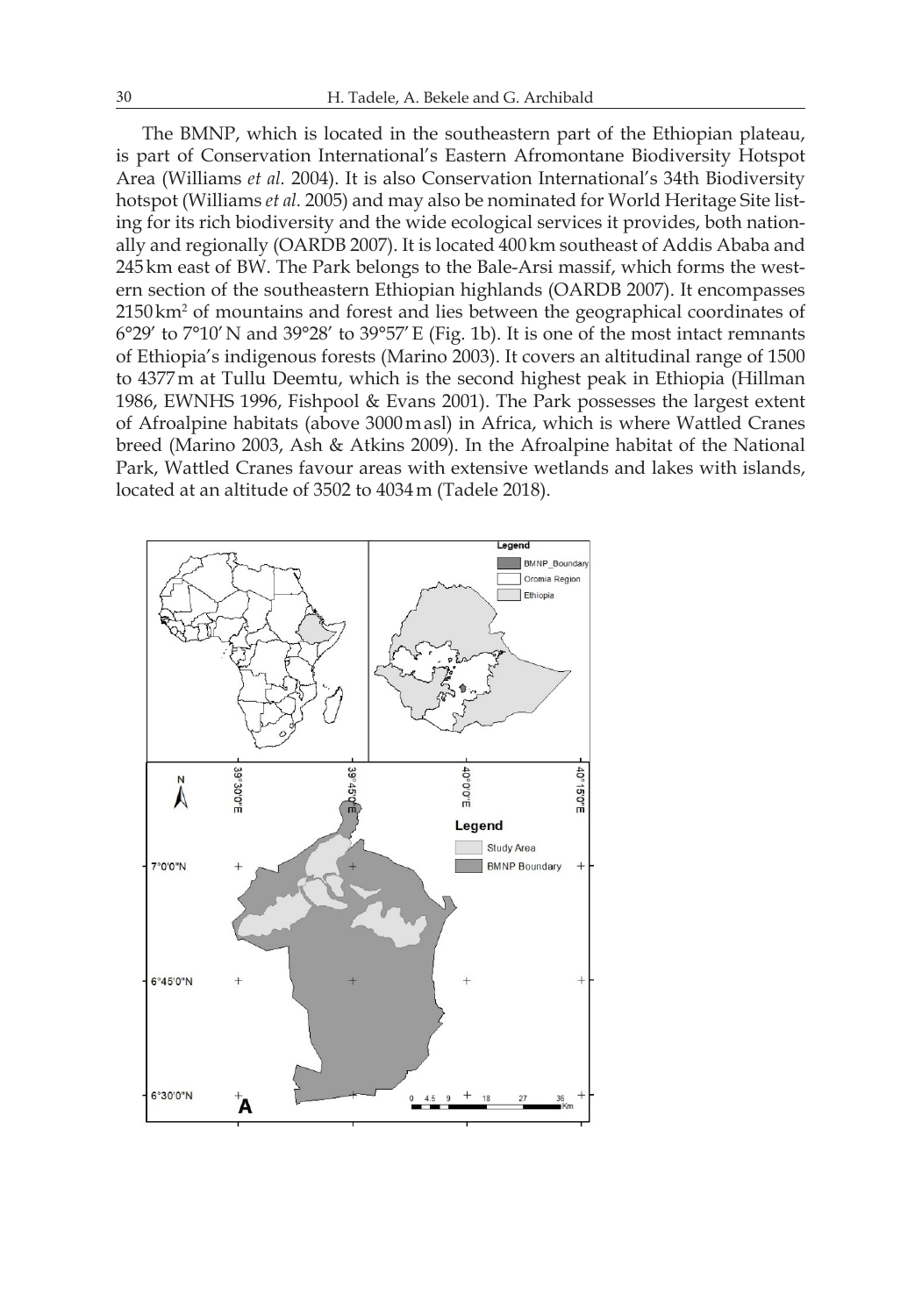The BMNP, which is located in the southeastern part of the Ethiopian plateau, is part of Conservation International's Eastern Afromontane Biodiversity Hotspot Area (Williams *et al.* 2004). It is also Conservation International's 34th Biodiversity hotspot (Williams *et al.* 2005) and may also be nominated for World Heritage Site listing for its rich biodiversity and the wide ecological services it provides, both nationally and regionally (OARDB 2007). It is located 400 km southeast of Addis Ababa and 245 km east of BW. The Park belongs to the Bale-Arsi massif, which forms the western section of the southeastern Ethiopian highlands (OARDB 2007). It encompasses 2150 km$^2$ of mountains and forest and lies between the geographical coordinates of 6°29′ to 7°10′ N and 39°28′ to 39°57′ E (Fig. 1b). It is one of the most intact remnants of Ethiopia's indigenous forests (Marino 2003). It covers an altitudinal range of 1500 to 4377 m at Tullu Deemtu, which is the second highest peak in Ethiopia (Hillman 1986, EWNHS 1996, Fishpool & Evans 2001). The Park possesses the largest extent of Afroalpine habitats (above 3000 m asl) in Africa, which is where Wattled Cranes breed (Marino 2003, Ash & Atkins 2009). In the Afroalpine habitat of the National Park, Wattled Cranes favour areas with extensive wetlands and lakes with islands, located at an altitude of 3502 to 4034 m (Tadele 2018).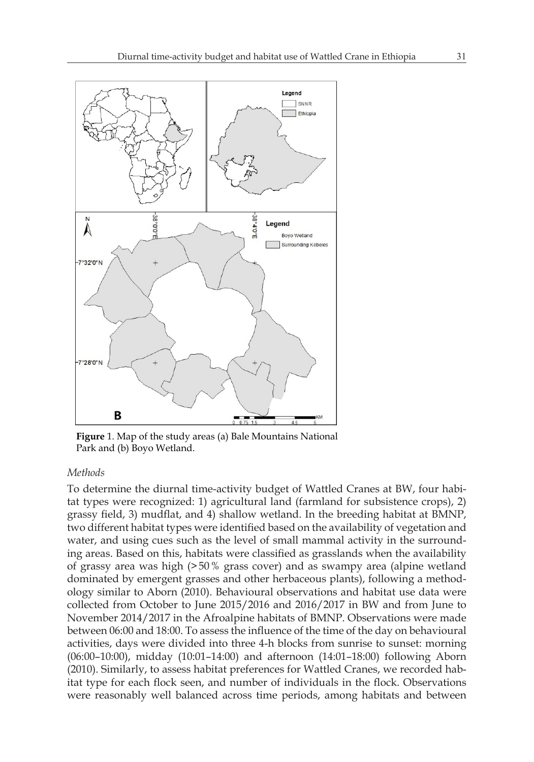**Figure** 1. Map of the study areas (a) Bale Mountains National Park and (b) Boyo Wetland.

### *Methods*

To determine the diurnal time-activity budget of Wattled Cranes at BW, four habitat types were recognized: 1) agricultural land (farmland for subsistence crops), 2) grassy field, 3) mudflat, and 4) shallow wetland. In the breeding habitat at BMNP, two different habitat types were identified based on the availability of vegetation and water, and using cues such as the level of small mammal activity in the surrounding areas. Based on this, habitats were classified as grasslands when the availability of grassy area was high (> 50 % grass cover) and as swampy area (alpine wetland dominated by emergent grasses and other herbaceous plants), following a methodology similar to Aborn (2010). Behavioural observations and habitat use data were collected from October to June 2015/2016 and 2016/2017 in BW and from June to November 2014/2017 in the Afroalpine habitats of BMNP. Observations were made between 06:00 and 18:00. To assess the influence of the time of the day on behavioural activities, days were divided into three 4-h blocks from sunrise to sunset: morning (06:00–10:00), midday (10:01–14:00) and afternoon (14:01–18:00) following Aborn (2010). Similarly, to assess habitat preferences for Wattled Cranes, we recorded habitat type for each flock seen, and number of individuals in the flock. Observations were reasonably well balanced across time periods, among habitats and between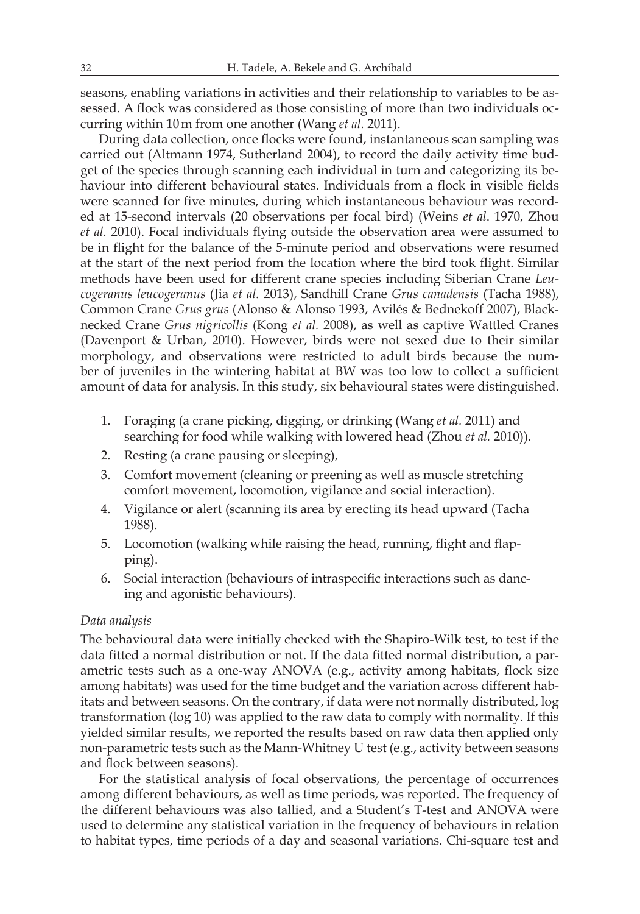seasons, enabling variations in activities and their relationship to variables to be assessed. A flock was considered as those consisting of more than two individuals occurring within 10 m from one another (Wang *et al.* 2011).

During data collection, once flocks were found, instantaneous scan sampling was carried out (Altmann 1974, Sutherland 2004), to record the daily activity time budget of the species through scanning each individual in turn and categorizing its behaviour into different behavioural states. Individuals from a flock in visible fields were scanned for five minutes, during which instantaneous behaviour was recorded at 15-second intervals (20 observations per focal bird) (Weins *et al*. 1970, Zhou *et al.* 2010). Focal individuals flying outside the observation area were assumed to be in flight for the balance of the 5-minute period and observations were resumed at the start of the next period from the location where the bird took flight. Similar methods have been used for different crane species including Siberian Crane *Leucogeranus leucogeranus* (Jia *et al.* 2013), Sandhill Crane *Grus canadensis* (Tacha 1988), Common Crane *Grus grus* (Alonso & Alonso 1993, Avilés & Bednekoff 2007), Black-necked Crane *Grus nigricollis* (Kong *et al.* 2008), as well as captive Wattled Cranes (Davenport & Urban, 2010). However, birds were not sexed due to their similar morphology, and observations were restricted to adult birds because the number of juveniles in the wintering habitat at BW was too low to collect a sufficient amount of data for analysis. In this study, six behavioural states were distinguished.

1. Foraging (a crane picking, digging, or drinking (Wang *et al.* 2011) and searching for food while walking with lowered head (Zhou *et al.* 2010)).
2. Resting (a crane pausing or sleeping),
3. Comfort movement (cleaning or preening as well as muscle stretching comfort movement, locomotion, vigilance and social interaction).
4. Vigilance or alert (scanning its area by erecting its head upward (Tacha 1988).
5. Locomotion (walking while raising the head, running, flight and flapping).
6. Social interaction (behaviours of intraspecific interactions such as dancing and agonistic behaviours).

*Data analysis*

The behavioural data were initially checked with the Shapiro-Wilk test, to test if the data fitted a normal distribution or not. If the data fitted normal distribution, a parametric tests such as a one-way ANOVA (e.g., activity among habitats, flock size among habitats) was used for the time budget and the variation across different habitats and between seasons. On the contrary, if data were not normally distributed, log transformation (log 10) was applied to the raw data to comply with normality. If this yielded similar results, we reported the results based on raw data then applied only non-parametric tests such as the Mann-Whitney U test (e.g., activity between seasons and flock between seasons).

For the statistical analysis of focal observations, the percentage of occurrences among different behaviours, as well as time periods, was reported. The frequency of the different behaviours was also tallied, and a Student's T-test and ANOVA were used to determine any statistical variation in the frequency of behaviours in relation to habitat types, time periods of a day and seasonal variations. Chi-square test and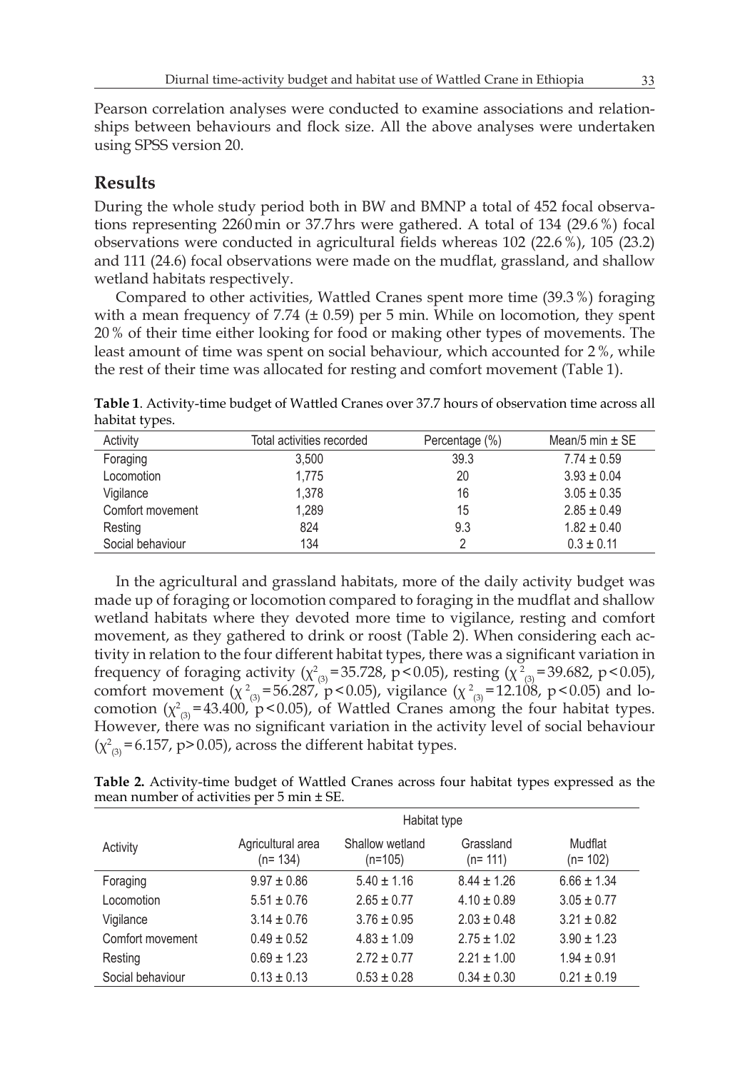Pearson correlation analyses were conducted to examine associations and relationships between behaviours and flock size. All the above analyses were undertaken using SPSS version 20.

## Results

During the whole study period both in BW and BMNP a total of 452 focal observations representing 2260 min or 37.7 hrs were gathered. A total of 134 (29.6 %) focal observations were conducted in agricultural fields whereas 102 (22.6 %), 105 (23.2) and 111 (24.6) focal observations were made on the mudflat, grassland, and shallow wetland habitats respectively.

Compared to other activities, Wattled Cranes spent more time (39.3 %) foraging with a mean frequency of 7.74 (± 0.59) per 5 min. While on locomotion, they spent 20 % of their time either looking for food or making other types of movements. The least amount of time was spent on social behaviour, which accounted for 2 %, while the rest of their time was allocated for resting and comfort movement (Table 1).

**Table 1**. Activity-time budget of Wattled Cranes over 37.7 hours of observation time across all habitat types.

| Activity | Total activities recorded | Percentage (%) | Mean/5 min ± SE |
|---|---|---|---|
| Foraging | 3,500 | 39.3 | 7.74 ± 0.59 |
| Locomotion | 1,775 | 20 | 3.93 ± 0.04 |
| Vigilance | 1,378 | 16 | 3.05 ± 0.35 |
| Comfort movement | 1,289 | 15 | 2.85 ± 0.49 |
| Resting | 824 | 9.3 | 1.82 ± 0.40 |
| Social behaviour | 134 | 2 | 0.3 ± 0.11 |

In the agricultural and grassland habitats, more of the daily activity budget was made up of foraging or locomotion compared to foraging in the mudflat and shallow wetland habitats where they devoted more time to vigilance, resting and comfort movement, as they gathered to drink or roost (Table 2). When considering each activity in relation to the four different habitat types, there was a significant variation in frequency of foraging activity ($\chi^2_{(3)} = 35.728$, $p < 0.05$), resting ($\chi^2_{(3)} = 39.682$, $p < 0.05$), comfort movement ($\chi^2_{(3)} = 56.287$, $p < 0.05$), vigilance ($\chi^2_{(3)} = 12.108$, $p < 0.05$) and locomotion ($\chi^2_{(3)} = 43.400$, $p < 0.05$), of Wattled Cranes among the four habitat types. However, there was no significant variation in the activity level of social behaviour ($\chi^2_{(3)} = 6.157$, $p > 0.05$), across the different habitat types.

**Table 2.** Activity-time budget of Wattled Cranes across four habitat types expressed as the mean number of activities per 5 min ± SE.

| | Habitat type | | | |
|---|---|---|---|---|
| Activity | Agricultural area (n= 134) | Shallow wetland (n=105) | Grassland (n= 111) | Mudflat (n= 102) |
| Foraging | 9.97 ± 0.86 | 5.40 ± 1.16 | 8.44 ± 1.26 | 6.66 ± 1.34 |
| Locomotion | 5.51 ± 0.76 | 2.65 ± 0.77 | 4.10 ± 0.89 | 3.05 ± 0.77 |
| Vigilance | 3.14 ± 0.76 | 3.76 ± 0.95 | 2.03 ± 0.48 | 3.21 ± 0.82 |
| Comfort movement | 0.49 ± 0.52 | 4.83 ± 1.09 | 2.75 ± 1.02 | 3.90 ± 1.23 |
| Resting | 0.69 ± 1.23 | 2.72 ± 0.77 | 2.21 ± 1.00 | 1.94 ± 0.91 |
| Social behaviour | 0.13 ± 0.13 | 0.53 ± 0.28 | 0.34 ± 0.30 | 0.21 ± 0.19 |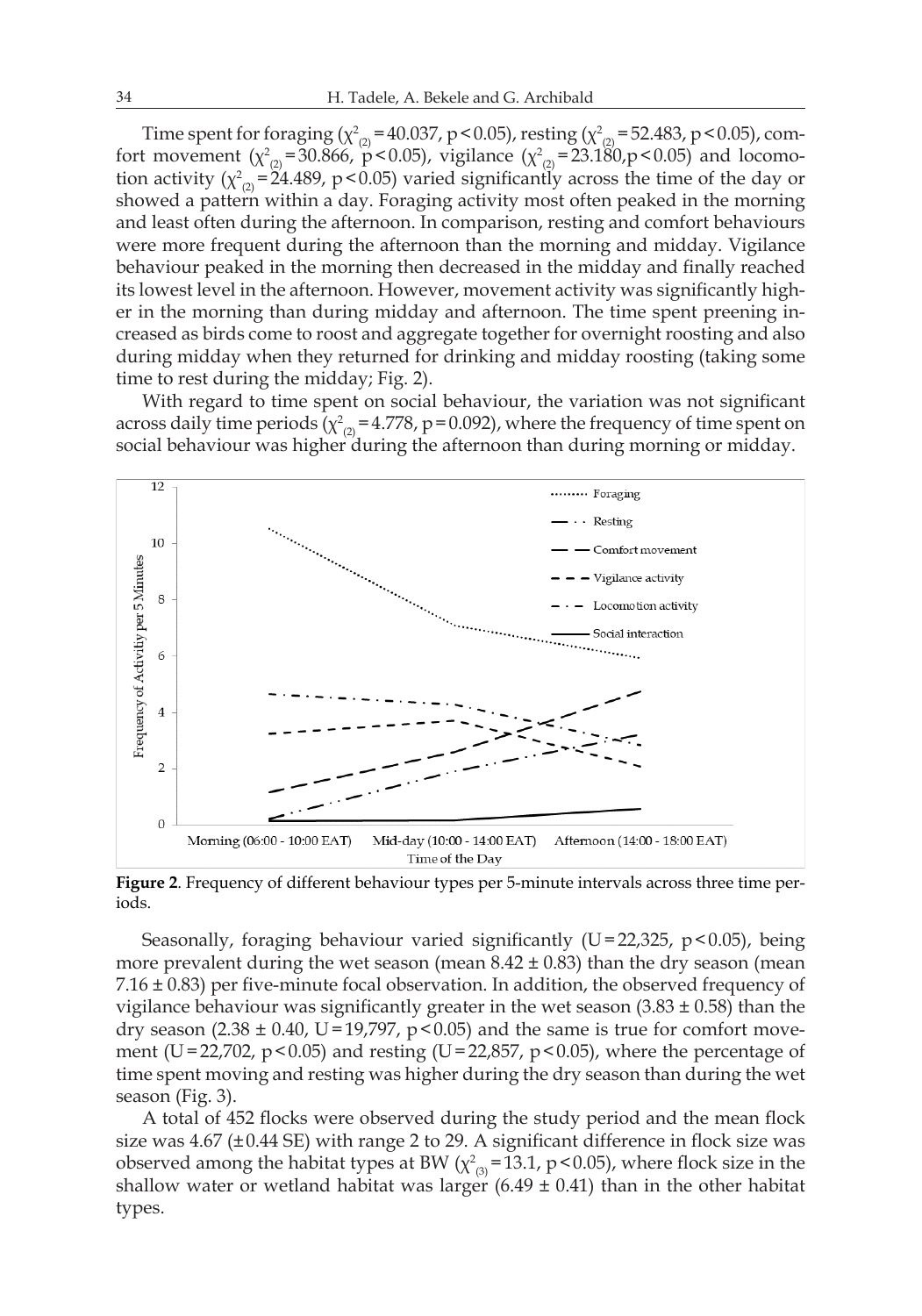Time spent for foraging ($\chi^2_{(2)} = 40.037$, $p < 0.05$), resting ($\chi^2_{(2)} = 52.483$, $p < 0.05$), comfort movement ($\chi^2_{(2)} = 30.866$, $p < 0.05$), vigilance ($\chi^2_{(2)} = 23.180$, $p < 0.05$) and locomotion activity ($\chi^2_{(2)} = 24.489$, $p < 0.05$) varied significantly across the time of the day or showed a pattern within a day. Foraging activity most often peaked in the morning and least often during the afternoon. In comparison, resting and comfort behaviours were more frequent during the afternoon than the morning and midday. Vigilance behaviour peaked in the morning then decreased in the midday and finally reached its lowest level in the afternoon. However, movement activity was significantly higher in the morning than during midday and afternoon. The time spent preening increased as birds come to roost and aggregate together for overnight roosting and also during midday when they returned for drinking and midday roosting (taking some time to rest during the midday; Fig. 2).

With regard to time spent on social behaviour, the variation was not significant across daily time periods ($\chi^2_{(2)} = 4.778$, $p = 0.092$), where the frequency of time spent on social behaviour was higher during the afternoon than during morning or midday.

**Figure 2**. Frequency of different behaviour types per 5-minute intervals across three time periods.

Seasonally, foraging behaviour varied significantly ($U = 22{,}325$, $p < 0.05$), being more prevalent during the wet season (mean $8.42 \pm 0.83$) than the dry season (mean $7.16 \pm 0.83$) per five-minute focal observation. In addition, the observed frequency of vigilance behaviour was significantly greater in the wet season ($3.83 \pm 0.58$) than the dry season ($2.38 \pm 0.40$, $U = 19{,}797$, $p < 0.05$) and the same is true for comfort movement ($U = 22{,}702$, $p < 0.05$) and resting ($U = 22{,}857$, $p < 0.05$), where the percentage of time spent moving and resting was higher during the dry season than during the wet season (Fig. 3).

A total of 452 flocks were observed during the study period and the mean flock size was 4.67 ($\pm 0.44$ SE) with range 2 to 29. A significant difference in flock size was observed among the habitat types at BW ($\chi^2_{(3)} = 13.1$, $p < 0.05$), where flock size in the shallow water or wetland habitat was larger ($6.49 \pm 0.41$) than in the other habitat types.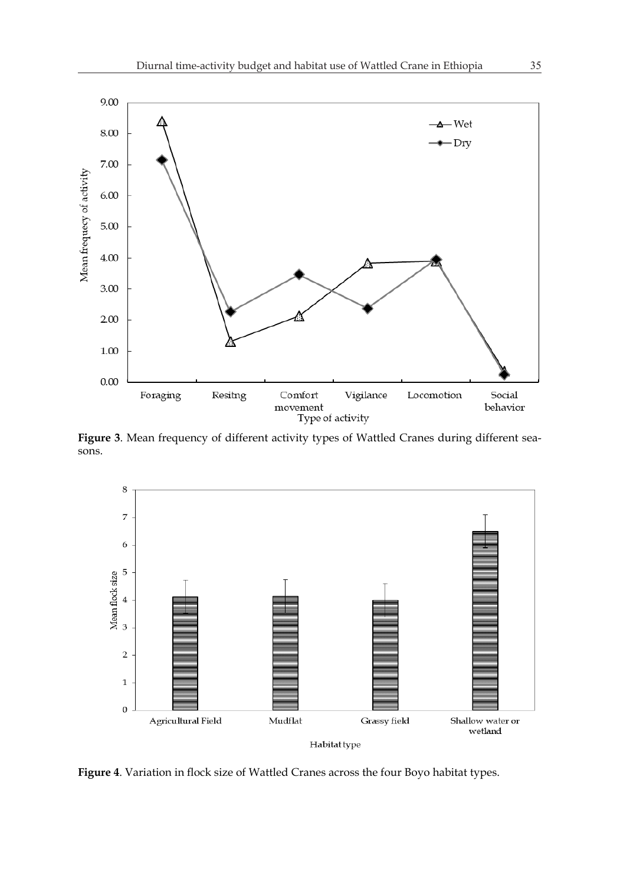**Figure 3**. Mean frequency of different activity types of Wattled Cranes during different seasons.

**Figure 4**. Variation in flock size of Wattled Cranes across the four Boyo habitat types.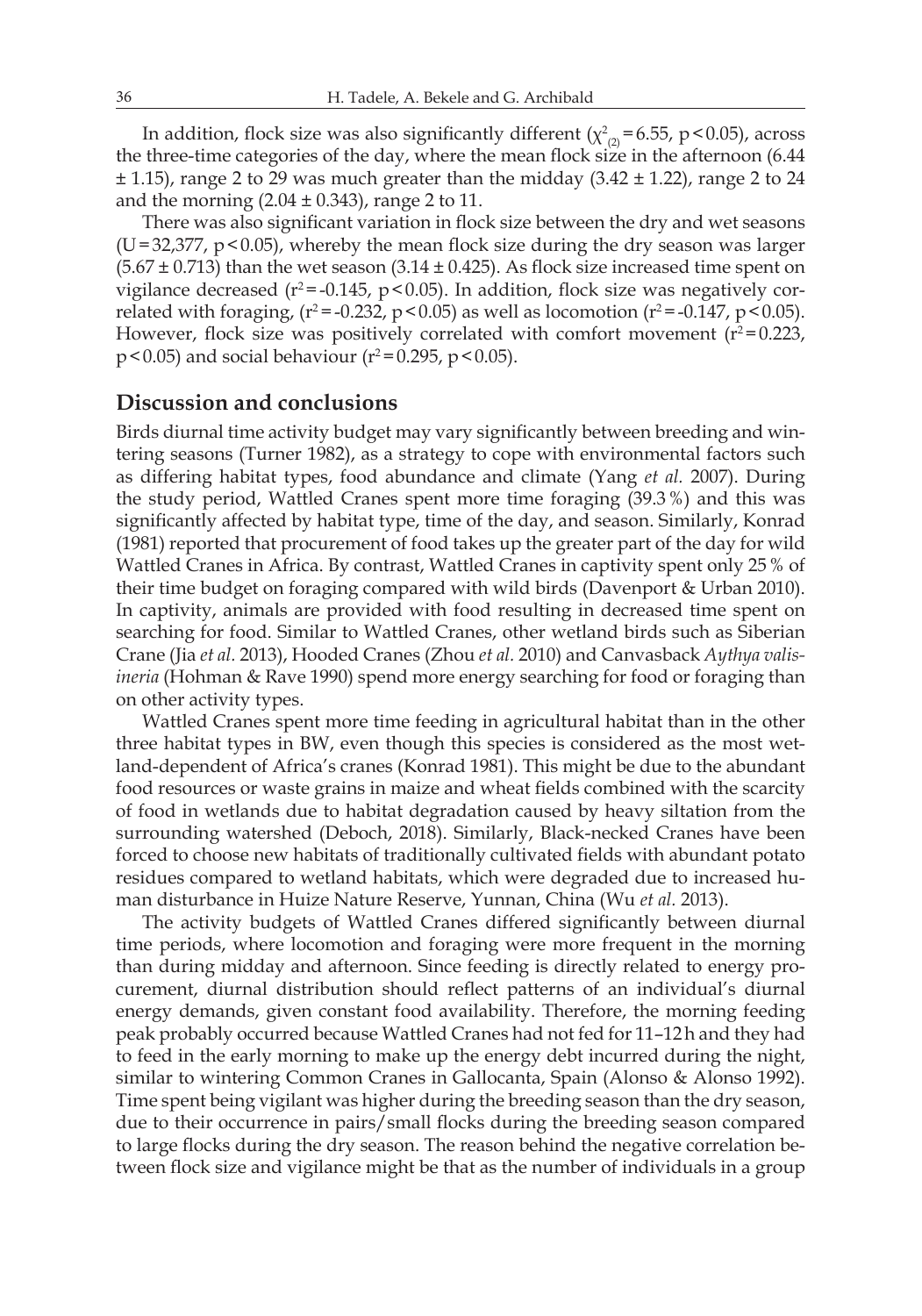In addition, flock size was also significantly different ($\chi^2_{(2)} = 6.55$, $p < 0.05$), across the three-time categories of the day, where the mean flock size in the afternoon (6.44 ± 1.15), range 2 to 29 was much greater than the midday (3.42 ± 1.22), range 2 to 24 and the morning (2.04 ± 0.343), range 2 to 11.

There was also significant variation in flock size between the dry and wet seasons ($U = 32{,}377$, $p < 0.05$), whereby the mean flock size during the dry season was larger (5.67 ± 0.713) than the wet season (3.14 ± 0.425). As flock size increased time spent on vigilance decreased ($r^2 = -0.145$, $p < 0.05$). In addition, flock size was negatively correlated with foraging, ($r^2 = -0.232$, $p < 0.05$) as well as locomotion ($r^2 = -0.147$, $p < 0.05$). However, flock size was positively correlated with comfort movement ($r^2 = 0.223$, $p < 0.05$) and social behaviour ($r^2 = 0.295$, $p < 0.05$).

## Discussion and conclusions

Birds diurnal time activity budget may vary significantly between breeding and wintering seasons (Turner 1982), as a strategy to cope with environmental factors such as differing habitat types, food abundance and climate (Yang *et al.* 2007). During the study period, Wattled Cranes spent more time foraging (39.3 %) and this was significantly affected by habitat type, time of the day, and season. Similarly, Konrad (1981) reported that procurement of food takes up the greater part of the day for wild Wattled Cranes in Africa. By contrast, Wattled Cranes in captivity spent only 25 % of their time budget on foraging compared with wild birds (Davenport & Urban 2010). In captivity, animals are provided with food resulting in decreased time spent on searching for food. Similar to Wattled Cranes, other wetland birds such as Siberian Crane (Jia *et al.* 2013), Hooded Cranes (Zhou *et al.* 2010) and Canvasback *Aythya valisineria* (Hohman & Rave 1990) spend more energy searching for food or foraging than on other activity types.

Wattled Cranes spent more time feeding in agricultural habitat than in the other three habitat types in BW, even though this species is considered as the most wetland-dependent of Africa's cranes (Konrad 1981). This might be due to the abundant food resources or waste grains in maize and wheat fields combined with the scarcity of food in wetlands due to habitat degradation caused by heavy siltation from the surrounding watershed (Deboch, 2018). Similarly, Black-necked Cranes have been forced to choose new habitats of traditionally cultivated fields with abundant potato residues compared to wetland habitats, which were degraded due to increased human disturbance in Huize Nature Reserve, Yunnan, China (Wu *et al.* 2013).

The activity budgets of Wattled Cranes differed significantly between diurnal time periods, where locomotion and foraging were more frequent in the morning than during midday and afternoon. Since feeding is directly related to energy procurement, diurnal distribution should reflect patterns of an individual's diurnal energy demands, given constant food availability. Therefore, the morning feeding peak probably occurred because Wattled Cranes had not fed for 11–12 h and they had to feed in the early morning to make up the energy debt incurred during the night, similar to wintering Common Cranes in Gallocanta, Spain (Alonso & Alonso 1992). Time spent being vigilant was higher during the breeding season than the dry season, due to their occurrence in pairs/small flocks during the breeding season compared to large flocks during the dry season. The reason behind the negative correlation between flock size and vigilance might be that as the number of individuals in a group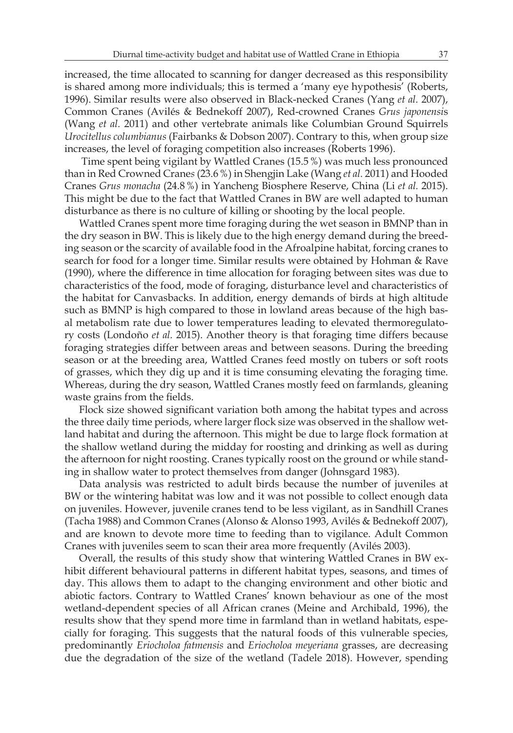increased, the time allocated to scanning for danger decreased as this responsibility is shared among more individuals; this is termed a 'many eye hypothesis' (Roberts, 1996). Similar results were also observed in Black-necked Cranes (Yang *et al.* 2007), Common Cranes (Avilés & Bednekoff 2007), Red-crowned Cranes *Grus japonensis* (Wang *et al.* 2011) and other vertebrate animals like Columbian Ground Squirrels *Urocitellus columbianus* (Fairbanks & Dobson 2007). Contrary to this, when group size increases, the level of foraging competition also increases (Roberts 1996).

Time spent being vigilant by Wattled Cranes (15.5 %) was much less pronounced than in Red Crowned Cranes (23.6 %) in Shengjin Lake (Wang *et al.* 2011) and Hooded Cranes *Grus monacha* (24.8 %) in Yancheng Biosphere Reserve, China (Li *et al.* 2015). This might be due to the fact that Wattled Cranes in BW are well adapted to human disturbance as there is no culture of killing or shooting by the local people.

Wattled Cranes spent more time foraging during the wet season in BMNP than in the dry season in BW. This is likely due to the high energy demand during the breeding season or the scarcity of available food in the Afroalpine habitat, forcing cranes to search for food for a longer time. Similar results were obtained by Hohman & Rave (1990), where the difference in time allocation for foraging between sites was due to characteristics of the food, mode of foraging, disturbance level and characteristics of the habitat for Canvasbacks. In addition, energy demands of birds at high altitude such as BMNP is high compared to those in lowland areas because of the high basal metabolism rate due to lower temperatures leading to elevated thermoregulatory costs (Londoño *et al.* 2015). Another theory is that foraging time differs because foraging strategies differ between areas and between seasons. During the breeding season or at the breeding area, Wattled Cranes feed mostly on tubers or soft roots of grasses, which they dig up and it is time consuming elevating the foraging time. Whereas, during the dry season, Wattled Cranes mostly feed on farmlands, gleaning waste grains from the fields.

Flock size showed significant variation both among the habitat types and across the three daily time periods, where larger flock size was observed in the shallow wetland habitat and during the afternoon. This might be due to large flock formation at the shallow wetland during the midday for roosting and drinking as well as during the afternoon for night roosting. Cranes typically roost on the ground or while standing in shallow water to protect themselves from danger (Johnsgard 1983).

Data analysis was restricted to adult birds because the number of juveniles at BW or the wintering habitat was low and it was not possible to collect enough data on juveniles. However, juvenile cranes tend to be less vigilant, as in Sandhill Cranes (Tacha 1988) and Common Cranes (Alonso & Alonso 1993, Avilés & Bednekoff 2007), and are known to devote more time to feeding than to vigilance. Adult Common Cranes with juveniles seem to scan their area more frequently (Avilés 2003).

Overall, the results of this study show that wintering Wattled Cranes in BW exhibit different behavioural patterns in different habitat types, seasons, and times of day. This allows them to adapt to the changing environment and other biotic and abiotic factors. Contrary to Wattled Cranes' known behaviour as one of the most wetland-dependent species of all African cranes (Meine and Archibald, 1996), the results show that they spend more time in farmland than in wetland habitats, especially for foraging. This suggests that the natural foods of this vulnerable species, predominantly *Eriocholoa fatmensis* and *Eriocholoa meyeriana* grasses, are decreasing due the degradation of the size of the wetland (Tadele 2018). However, spending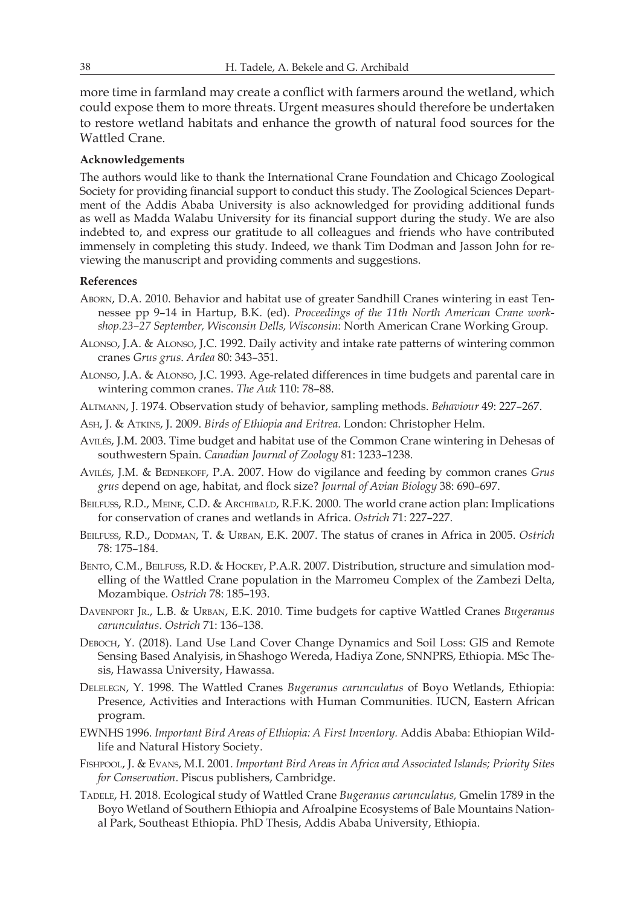more time in farmland may create a conflict with farmers around the wetland, which could expose them to more threats. Urgent measures should therefore be undertaken to restore wetland habitats and enhance the growth of natural food sources for the Wattled Crane.

### Acknowledgements

The authors would like to thank the International Crane Foundation and Chicago Zoological Society for providing financial support to conduct this study. The Zoological Sciences Department of the Addis Ababa University is also acknowledged for providing additional funds as well as Madda Walabu University for its financial support during the study. We are also indebted to, and express our gratitude to all colleagues and friends who have contributed immensely in completing this study. Indeed, we thank Tim Dodman and Jasson John for reviewing the manuscript and providing comments and suggestions.

### References

Aborn, D.A. 2010. Behavior and habitat use of greater Sandhill Cranes wintering in east Tennessee pp 9–14 in Hartup, B.K. (ed). *Proceedings of the 11th North American Crane workshop.23–27 September, Wisconsin Dells, Wisconsin*: North American Crane Working Group.

Alonso, J.A. & Alonso, J.C. 1992. Daily activity and intake rate patterns of wintering common cranes *Grus grus*. *Ardea* 80: 343–351.

Alonso, J.A. & Alonso, J.C. 1993. Age-related differences in time budgets and parental care in wintering common cranes. *The Auk* 110: 78–88.

Altmann, J. 1974. Observation study of behavior, sampling methods. *Behaviour* 49: 227–267.

Ash, J. & Atkins, J. 2009. *Birds of Ethiopia and Eritrea*. London: Christopher Helm.

Avilés, J.M. 2003. Time budget and habitat use of the Common Crane wintering in Dehesas of southwestern Spain. *Canadian Journal of Zoology* 81: 1233–1238.

Avilés, J.M. & Bednekoff, P.A. 2007. How do vigilance and feeding by common cranes *Grus grus* depend on age, habitat, and flock size? *Journal of Avian Biology* 38: 690–697.

Beilfuss, R.D., Meine, C.D. & Archibald, R.F.K. 2000. The world crane action plan: Implications for conservation of cranes and wetlands in Africa. *Ostrich* 71: 227–227.

Beilfuss, R.D., Dodman, T. & Urban, E.K. 2007. The status of cranes in Africa in 2005. *Ostrich* 78: 175–184.

Bento, C.M., Beilfuss, R.D. & Hockey, P.A.R. 2007. Distribution, structure and simulation modelling of the Wattled Crane population in the Marromeu Complex of the Zambezi Delta, Mozambique. *Ostrich* 78: 185–193.

Davenport Jr., L.B. & Urban, E.K. 2010. Time budgets for captive Wattled Cranes *Bugeranus carunculatus*. *Ostrich* 71: 136–138.

Deboch, Y. (2018). Land Use Land Cover Change Dynamics and Soil Loss: GIS and Remote Sensing Based Analyisis, in Shashogo Wereda, Hadiya Zone, SNNPRS, Ethiopia. MSc Thesis, Hawassa University, Hawassa.

Delelegn, Y. 1998. The Wattled Cranes *Bugeranus carunculatus* of Boyo Wetlands, Ethiopia: Presence, Activities and Interactions with Human Communities. IUCN, Eastern African program.

EWNHS 1996. *Important Bird Areas of Ethiopia: A First Inventory*. Addis Ababa: Ethiopian Wildlife and Natural History Society.

Fishpool, J. & Evans, M.I. 2001. *Important Bird Areas in Africa and Associated Islands; Priority Sites for Conservation*. Piscus publishers, Cambridge.

Tadele, H. 2018. Ecological study of Wattled Crane *Bugeranus carunculatus,* Gmelin 1789 in the Boyo Wetland of Southern Ethiopia and Afroalpine Ecosystems of Bale Mountains National Park, Southeast Ethiopia. PhD Thesis, Addis Ababa University, Ethiopia.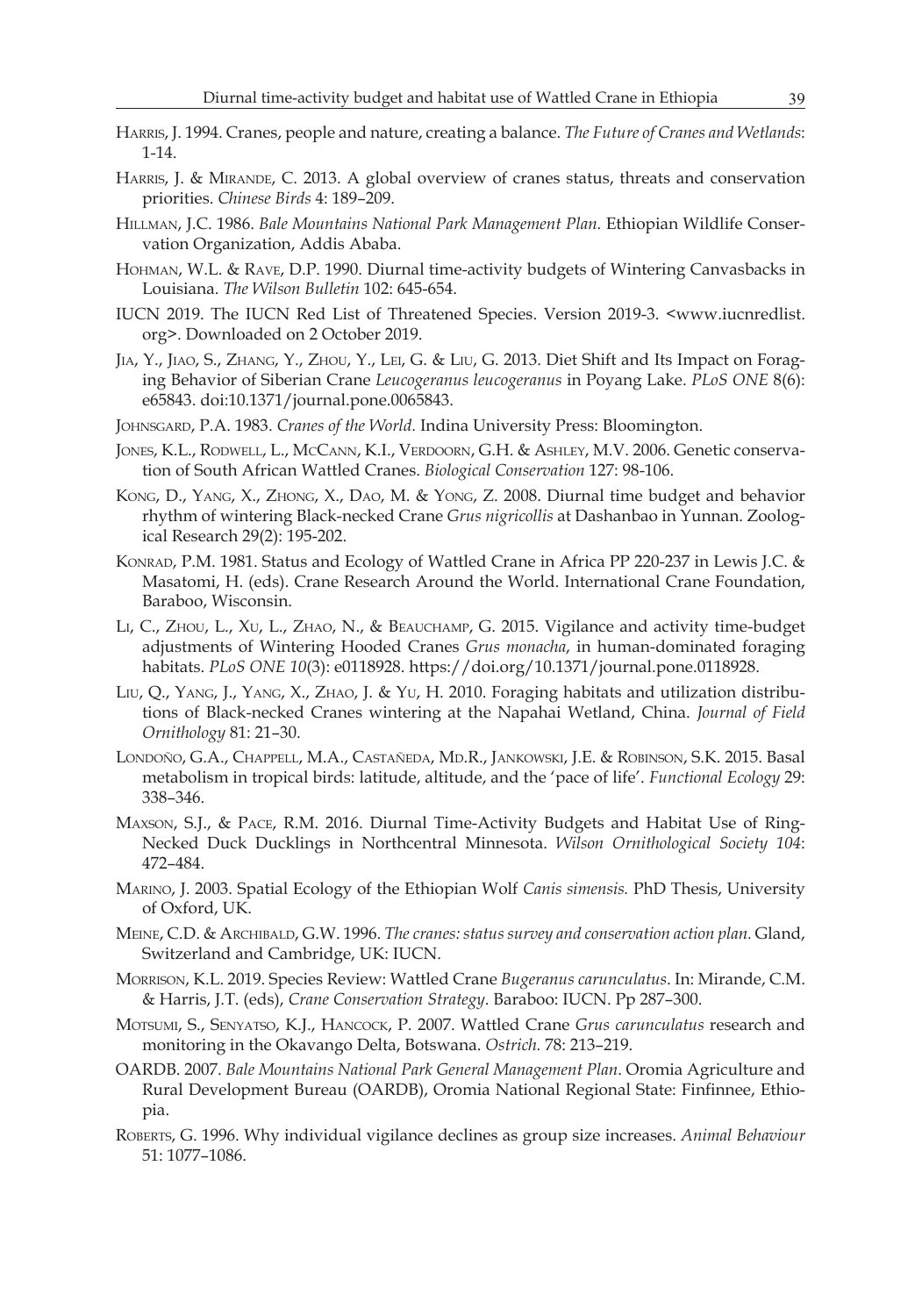Harris, J. 1994. Cranes, people and nature, creating a balance. *The Future of Cranes and Wetlands*: 1-14.

Harris, J. & Mirande, C. 2013. A global overview of cranes status, threats and conservation priorities. *Chinese Birds* 4: 189–209.

Hillman, J.C. 1986. *Bale Mountains National Park Management Plan.* Ethiopian Wildlife Conservation Organization, Addis Ababa.

Hohman, W.L. & Rave, D.P. 1990. Diurnal time-activity budgets of Wintering Canvasbacks in Louisiana. *The Wilson Bulletin* 102: 645-654.

IUCN 2019. The IUCN Red List of Threatened Species. Version 2019-3. <www.iucnredlist.org>. Downloaded on 2 October 2019.

Jia, Y., Jiao, S., Zhang, Y., Zhou, Y., Lei, G. & Liu, G. 2013. Diet Shift and Its Impact on Foraging Behavior of Siberian Crane *Leucogeranus leucogeranus* in Poyang Lake. *PLoS ONE* 8(6): e65843. doi:10.1371/journal.pone.0065843.

Johnsgard, P.A. 1983. *Cranes of the World.* Indina University Press: Bloomington.

Jones, K.L., Rodwell, L., McCann, K.I., Verdoorn, G.H. & Ashley, M.V. 2006. Genetic conservation of South African Wattled Cranes. *Biological Conservation* 127: 98-106.

Kong, D., Yang, X., Zhong, X., Dao, M. & Yong, Z. 2008. Diurnal time budget and behavior rhythm of wintering Black-necked Crane *Grus nigricollis* at Dashanbao in Yunnan. Zoological Research 29(2): 195-202.

Konrad, P.M. 1981. Status and Ecology of Wattled Crane in Africa PP 220-237 in Lewis J.C. & Masatomi, H. (eds). Crane Research Around the World. International Crane Foundation, Baraboo, Wisconsin.

Li, C., Zhou, L., Xu, L., Zhao, N., & Beauchamp, G. 2015. Vigilance and activity time-budget adjustments of Wintering Hooded Cranes *Grus monacha*, in human-dominated foraging habitats. *PLoS ONE 10*(3): e0118928. https://doi.org/10.1371/journal.pone.0118928.

Liu, Q., Yang, J., Yang, X., Zhao, J. & Yu, H. 2010. Foraging habitats and utilization distributions of Black-necked Cranes wintering at the Napahai Wetland, China. *Journal of Field Ornithology* 81: 21–30.

Londoño, G.A., Chappell, M.A., Castañeda, Md.R., Jankowski, J.E. & Robinson, S.K. 2015. Basal metabolism in tropical birds: latitude, altitude, and the 'pace of life'. *Functional Ecology* 29: 338–346.

Maxson, S.J., & Pace, R.M. 2016. Diurnal Time-Activity Budgets and Habitat Use of Ring-Necked Duck Ducklings in Northcentral Minnesota. *Wilson Ornithological Society 104*: 472–484.

Marino, J. 2003. Spatial Ecology of the Ethiopian Wolf *Canis simensis.* PhD Thesis, University of Oxford, UK.

Meine, C.D. & Archibald, G.W. 1996. *The cranes: status survey and conservation action plan.* Gland, Switzerland and Cambridge, UK: IUCN.

Morrison, K.L. 2019. Species Review: Wattled Crane *Bugeranus carunculatus*. In: Mirande, C.M. & Harris, J.T. (eds), *Crane Conservation Strategy*. Baraboo: IUCN. Pp 287–300.

Motsumi, S., Senyatso, K.J., Hancock, P. 2007. Wattled Crane *Grus carunculatus* research and monitoring in the Okavango Delta, Botswana. *Ostrich.* 78: 213–219.

OARDB. 2007. *Bale Mountains National Park General Management Plan*. Oromia Agriculture and Rural Development Bureau (OARDB), Oromia National Regional State: Finfinnee, Ethiopia.

Roberts, G. 1996. Why individual vigilance declines as group size increases. *Animal Behaviour* 51: 1077–1086.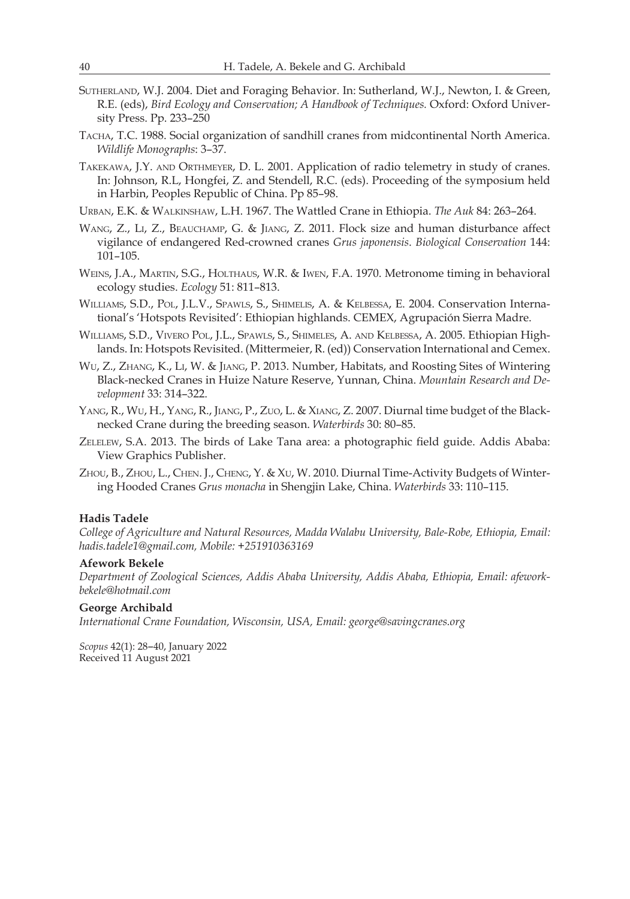Sutherland, W.J. 2004. Diet and Foraging Behavior. In: Sutherland, W.J., Newton, I. & Green, R.E. (eds), *Bird Ecology and Conservation; A Handbook of Techniques.* Oxford: Oxford University Press. Pp. 233–250

Tacha, T.C. 1988. Social organization of sandhill cranes from midcontinental North America. *Wildlife Monographs*: 3–37.

Takekawa, J.Y. and Orthmeyer, D. L. 2001. Application of radio telemetry in study of cranes. In: Johnson, R.L, Hongfei, Z. and Stendell, R.C. (eds). Proceeding of the symposium held in Harbin, Peoples Republic of China. Pp 85–98.

Urban, E.K. & Walkinshaw, L.H. 1967. The Wattled Crane in Ethiopia. *The Auk* 84: 263–264.

Wang, Z., Li, Z., Beauchamp, G. & Jiang, Z. 2011. Flock size and human disturbance affect vigilance of endangered Red-crowned cranes *Grus japonensis*. *Biological Conservation* 144: 101–105.

Weins, J.A., Martin, S.G., Holthaus, W.R. & Iwen, F.A. 1970. Metronome timing in behavioral ecology studies. *Ecology* 51: 811–813.

Williams, S.D., Pol, J.L.V., Spawls, S., Shimelis, A. & Kelbessa, E. 2004. Conservation International's 'Hotspots Revisited': Ethiopian highlands. CEMEX, Agrupación Sierra Madre.

Williams, S.D., Vivero Pol, J.L., Spawls, S., Shimeles, A. and Kelbessa, A. 2005. Ethiopian Highlands. In: Hotspots Revisited. (Mittermeier, R. (ed)) Conservation International and Cemex.

Wu, Z., Zhang, K., Li, W. & Jiang, P. 2013. Number, Habitats, and Roosting Sites of Wintering Black-necked Cranes in Huize Nature Reserve, Yunnan, China. *Mountain Research and Development* 33: 314–322.

Yang, R., Wu, H., Yang, R., Jiang, P., Zuo, L. & Xiang, Z. 2007. Diurnal time budget of the Black-necked Crane during the breeding season. *Waterbirds* 30: 80–85.

Zelelew, S.A. 2013. The birds of Lake Tana area: a photographic field guide. Addis Ababa: View Graphics Publisher.

Zhou, B., Zhou, L., Chen. J., Cheng, Y. & Xu, W. 2010. Diurnal Time-Activity Budgets of Wintering Hooded Cranes *Grus monacha* in Shengjin Lake, China. *Waterbirds* 33: 110–115.

**Hadis Tadele**

*College of Agriculture and Natural Resources, Madda Walabu University, Bale-Robe, Ethiopia, Email: hadis.tadele1@gmail.com, Mobile: +251910363169*

**Afework Bekele**

*Department of Zoological Sciences, Addis Ababa University, Addis Ababa, Ethiopia, Email: afework-bekele@hotmail.com*

**George Archibald**

*International Crane Foundation, Wisconsin, USA, Email: george@savingcranes.org*

*Scopus* 42(1): 28–40, January 2022
Received 11 August 2021